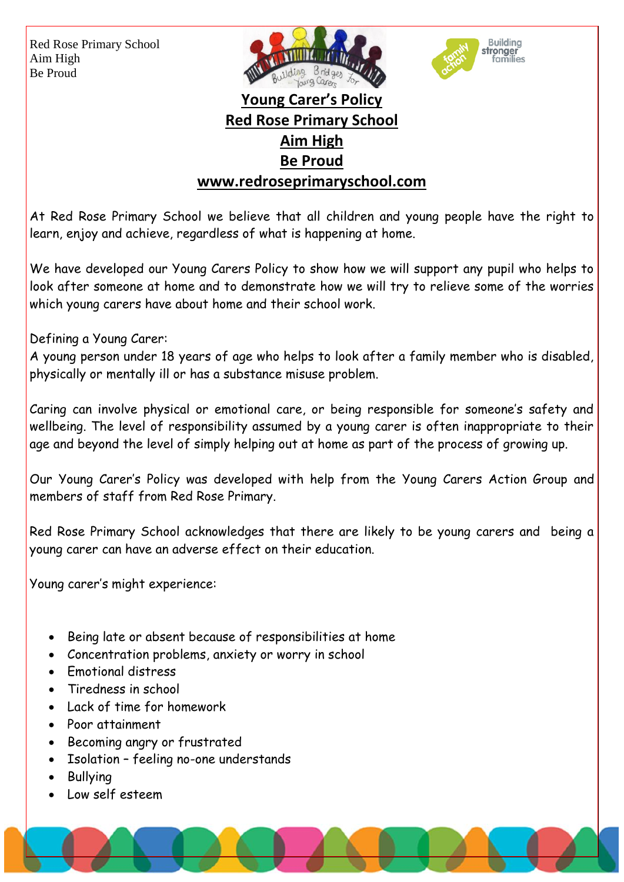Red Rose Primary School
Aim High
Be Proud

# Young Carer's Policy
## Red Rose Primary School
## Aim High
## Be Proud
## www.redroseprimaryschool.com

At Red Rose Primary School we believe that all children and young people have the right to learn, enjoy and achieve, regardless of what is happening at home.

We have developed our Young Carers Policy to show how we will support any pupil who helps to look after someone at home and to demonstrate how we will try to relieve some of the worries which young carers have about home and their school work.

Defining a Young Carer:
A young person under 18 years of age who helps to look after a family member who is disabled, physically or mentally ill or has a substance misuse problem.

Caring can involve physical or emotional care, or being responsible for someone's safety and wellbeing. The level of responsibility assumed by a young carer is often inappropriate to their age and beyond the level of simply helping out at home as part of the process of growing up.

Our Young Carer's Policy was developed with help from the Young Carers Action Group and members of staff from Red Rose Primary.

Red Rose Primary School acknowledges that there are likely to be young carers and being a young carer can have an adverse effect on their education.

Young carer's might experience:

- Being late or absent because of responsibilities at home
- Concentration problems, anxiety or worry in school
- Emotional distress
- Tiredness in school
- Lack of time for homework
- Poor attainment
- Becoming angry or frustrated
- Isolation – feeling no-one understands
- Bullying
- Low self esteem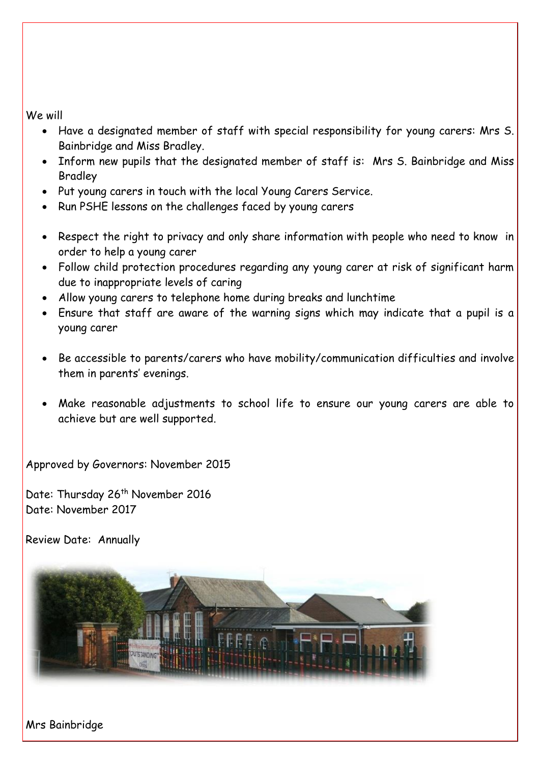We will

- Have a designated member of staff with special responsibility for young carers: Mrs S. Bainbridge and Miss Bradley.
- Inform new pupils that the designated member of staff is: Mrs S. Bainbridge and Miss Bradley
- Put young carers in touch with the local Young Carers Service.
- Run PSHE lessons on the challenges faced by young carers

- Respect the right to privacy and only share information with people who need to know in order to help a young carer
- Follow child protection procedures regarding any young carer at risk of significant harm due to inappropriate levels of caring
- Allow young carers to telephone home during breaks and lunchtime
- Ensure that staff are aware of the warning signs which may indicate that a pupil is a young carer

- Be accessible to parents/carers who have mobility/communication difficulties and involve them in parents' evenings.

- Make reasonable adjustments to school life to ensure our young carers are able to achieve but are well supported.

Approved by Governors: November 2015

Date: Thursday 26th November 2016
Date: November 2017

Review Date: Annually

Mrs Bainbridge